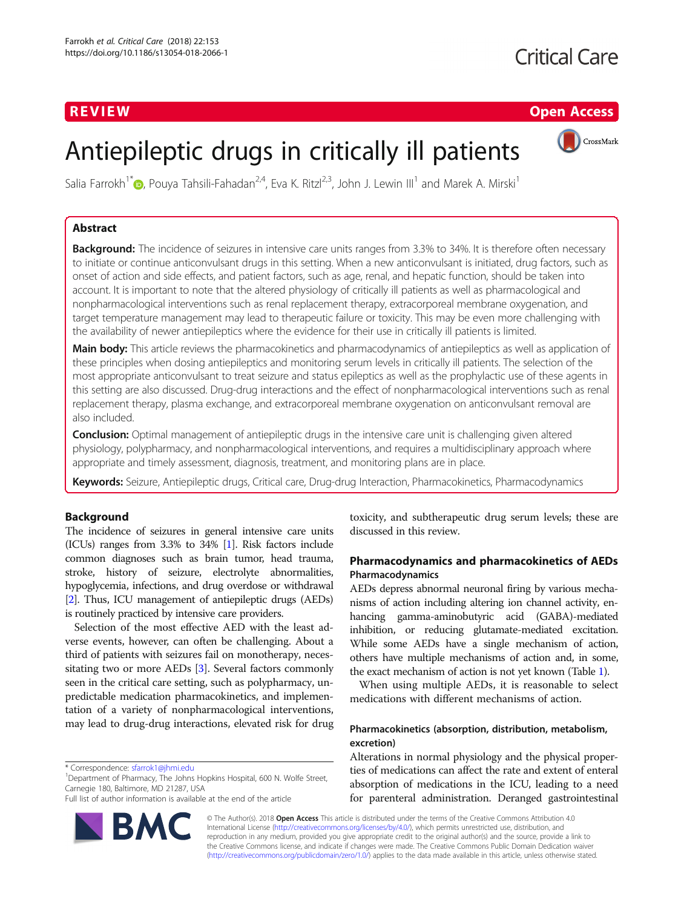REVIEW

Open Access

# Antiepileptic drugs in critically ill patients

Salia Farrokh[1*], Pouya Tahsili-Fahadan[2,4], Eva K. Ritzl[2,3], John J. Lewin III[1] and Marek A. Mirski[1]

## Abstract

**Background:** The incidence of seizures in intensive care units ranges from 3.3% to 34%. It is therefore often necessary to initiate or continue anticonvulsant drugs in this setting. When a new anticonvulsant is initiated, drug factors, such as onset of action and side effects, and patient factors, such as age, renal, and hepatic function, should be taken into account. It is important to note that the altered physiology of critically ill patients as well as pharmacological and nonpharmacological interventions such as renal replacement therapy, extracorporeal membrane oxygenation, and target temperature management may lead to therapeutic failure or toxicity. This may be even more challenging with the availability of newer antiepileptics where the evidence for their use in critically ill patients is limited.

**Main body:** This article reviews the pharmacokinetics and pharmacodynamics of antiepileptics as well as application of these principles when dosing antiepileptics and monitoring serum levels in critically ill patients. The selection of the most appropriate anticonvulsant to treat seizure and status epilepticus as well as the prophylactic use of these agents in this setting are also discussed. Drug-drug interactions and the effect of nonpharmacological interventions such as renal replacement therapy, plasma exchange, and extracorporeal membrane oxygenation on anticonvulsant removal are also included.

**Conclusion:** Optimal management of antiepileptic drugs in the intensive care unit is challenging given altered physiology, polypharmacy, and nonpharmacological interventions, and requires a multidisciplinary approach where appropriate and timely assessment, diagnosis, treatment, and monitoring plans are in place.

**Keywords:** Seizure, Antiepileptic drugs, Critical care, Drug-drug Interaction, Pharmacokinetics, Pharmacodynamics

## Background

The incidence of seizures in general intensive care units (ICUs) ranges from 3.3% to 34% [1]. Risk factors include common diagnoses such as brain tumor, head trauma, stroke, history of seizure, electrolyte abnormalities, hypoglycemia, infections, and drug overdose or withdrawal [2]. Thus, ICU management of antiepileptic drugs (AEDs) is routinely practiced by intensive care providers.

Selection of the most effective AED with the least adverse events, however, can often be challenging. About a third of patients with seizures fail on monotherapy, necessitating two or more AEDs [3]. Several factors commonly seen in the critical care setting, such as polypharmacy, unpredictable medication pharmacokinetics, and implementation of a variety of nonpharmacological interventions, may lead to drug-drug interactions, elevated risk for drug toxicity, and subtherapeutic drug serum levels; these are discussed in this review.

## Pharmacodynamics and pharmacokinetics of AEDs

### Pharmacodynamics

AEDs depress abnormal neuronal firing by various mechanisms of action including altering ion channel activity, enhancing gamma-aminobutyric acid (GABA)-mediated inhibition, or reducing glutamate-mediated excitation. While some AEDs have a single mechanism of action, others have multiple mechanisms of action and, in some, the exact mechanism of action is not yet known (Table 1).

When using multiple AEDs, it is reasonable to select medications with different mechanisms of action.

### Pharmacokinetics (absorption, distribution, metabolism, excretion)

Alterations in normal physiology and the physical properties of medications can affect the rate and extent of enteral absorption of medications in the ICU, leading to a need for parenteral administration. Deranged gastrointestinal

\* Correspondence: sfarrok1@jhmi.edu
[1]Department of Pharmacy, The Johns Hopkins Hospital, 600 N. Wolfe Street, Carnegie 180, Baltimore, MD 21287, USA
Full list of author information is available at the end of the article

© The Author(s). 2018 **Open Access** This article is distributed under the terms of the Creative Commons Attribution 4.0 International License (http://creativecommons.org/licenses/by/4.0/), which permits unrestricted use, distribution, and reproduction in any medium, provided you give appropriate credit to the original author(s) and the source, provide a link to the Creative Commons license, and indicate if changes were made. The Creative Commons Public Domain Dedication waiver (http://creativecommons.org/publicdomain/zero/1.0/) applies to the data made available in this article, unless otherwise stated.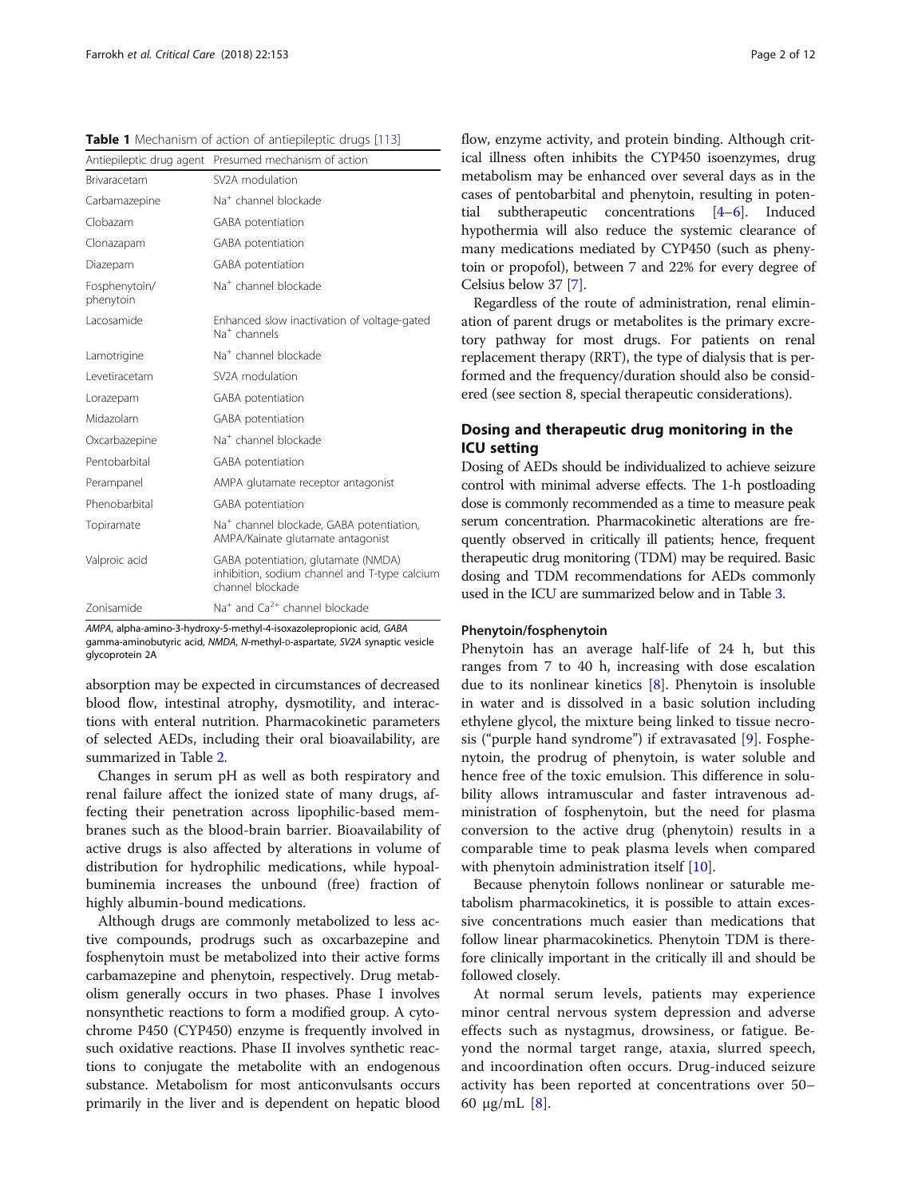**Table 1** Mechanism of action of antiepileptic drugs [113]

| Antiepileptic drug agent | Presumed mechanism of action |
|---|---|
| Brivaracetam | SV2A modulation |
| Carbamazepine | $Na^+$ channel blockade |
| Clobazam | GABA potentiation |
| Clonazapam | GABA potentiation |
| Diazepam | GABA potentiation |
| Fosphenytoin/ phenytoin | $Na^+$ channel blockade |
| Lacosamide | Enhanced slow inactivation of voltage-gated $Na^+$ channels |
| Lamotrigine | $Na^+$ channel blockade |
| Levetiracetam | SV2A modulation |
| Lorazepam | GABA potentiation |
| Midazolam | GABA potentiation |
| Oxcarbazepine | $Na^+$ channel blockade |
| Pentobarbital | GABA potentiation |
| Perampanel | AMPA glutamate receptor antagonist |
| Phenobarbital | GABA potentiation |
| Topiramate | $Na^+$ channel blockade, GABA potentiation, AMPA/Kainate glutamate antagonist |
| Valproic acid | GABA potentiation, glutamate (NMDA) inhibition, sodium channel and T-type calcium channel blockade |
| Zonisamide | $Na^+$ and $Ca^{2+}$ channel blockade |

*AMPA*, alpha-amino-3-hydroxy-5-methyl-4-isoxazolepropionic acid, *GABA* gamma-aminobutyric acid, *NMDA*, N-methyl-D-aspartate, *SV2A* synaptic vesicle glycoprotein 2A

absorption may be expected in circumstances of decreased blood flow, intestinal atrophy, dysmotility, and interactions with enteral nutrition. Pharmacokinetic parameters of selected AEDs, including their oral bioavailability, are summarized in Table 2.

Changes in serum pH as well as both respiratory and renal failure affect the ionized state of many drugs, affecting their penetration across lipophilic-based membranes such as the blood-brain barrier. Bioavailability of active drugs is also affected by alterations in volume of distribution for hydrophilic medications, while hypoalbuminemia increases the unbound (free) fraction of highly albumin-bound medications.

Although drugs are commonly metabolized to less active compounds, prodrugs such as oxcarbazepine and fosphenytoin must be metabolized into their active forms carbamazepine and phenytoin, respectively. Drug metabolism generally occurs in two phases. Phase I involves nonsynthetic reactions to form a modified group. A cytochrome P450 (CYP450) enzyme is frequently involved in such oxidative reactions. Phase II involves synthetic reactions to conjugate the metabolite with an endogenous substance. Metabolism for most anticonvulsants occurs primarily in the liver and is dependent on hepatic blood flow, enzyme activity, and protein binding. Although critical illness often inhibits the CYP450 isoenzymes, drug metabolism may be enhanced over several days as in the cases of pentobarbital and phenytoin, resulting in potential subtherapeutic concentrations [4–6]. Induced hypothermia will also reduce the systemic clearance of many medications mediated by CYP450 (such as phenytoin or propofol), between 7 and 22% for every degree of Celsius below 37 [7].

Regardless of the route of administration, renal elimination of parent drugs or metabolites is the primary excretory pathway for most drugs. For patients on renal replacement therapy (RRT), the type of dialysis that is performed and the frequency/duration should also be considered (see section 8, special therapeutic considerations).

## Dosing and therapeutic drug monitoring in the ICU setting

Dosing of AEDs should be individualized to achieve seizure control with minimal adverse effects. The 1-h postloading dose is commonly recommended as a time to measure peak serum concentration. Pharmacokinetic alterations are frequently observed in critically ill patients; hence, frequent therapeutic drug monitoring (TDM) may be required. Basic dosing and TDM recommendations for AEDs commonly used in the ICU are summarized below and in Table 3.

### Phenytoin/fosphenytoin

Phenytoin has an average half-life of 24 h, but this ranges from 7 to 40 h, increasing with dose escalation due to its nonlinear kinetics [8]. Phenytoin is insoluble in water and is dissolved in a basic solution including ethylene glycol, the mixture being linked to tissue necrosis ("purple hand syndrome") if extravasated [9]. Fosphenytoin, the prodrug of phenytoin, is water soluble and hence free of the toxic emulsion. This difference in solubility allows intramuscular and faster intravenous administration of fosphenytoin, but the need for plasma conversion to the active drug (phenytoin) results in a comparable time to peak plasma levels when compared with phenytoin administration itself [10].

Because phenytoin follows nonlinear or saturable metabolism pharmacokinetics, it is possible to attain excessive concentrations much easier than medications that follow linear pharmacokinetics. Phenytoin TDM is therefore clinically important in the critically ill and should be followed closely.

At normal serum levels, patients may experience minor central nervous system depression and adverse effects such as nystagmus, drowsiness, or fatigue. Beyond the normal target range, ataxia, slurred speech, and incoordination often occurs. Drug-induced seizure activity has been reported at concentrations over 50–60 μg/mL [8].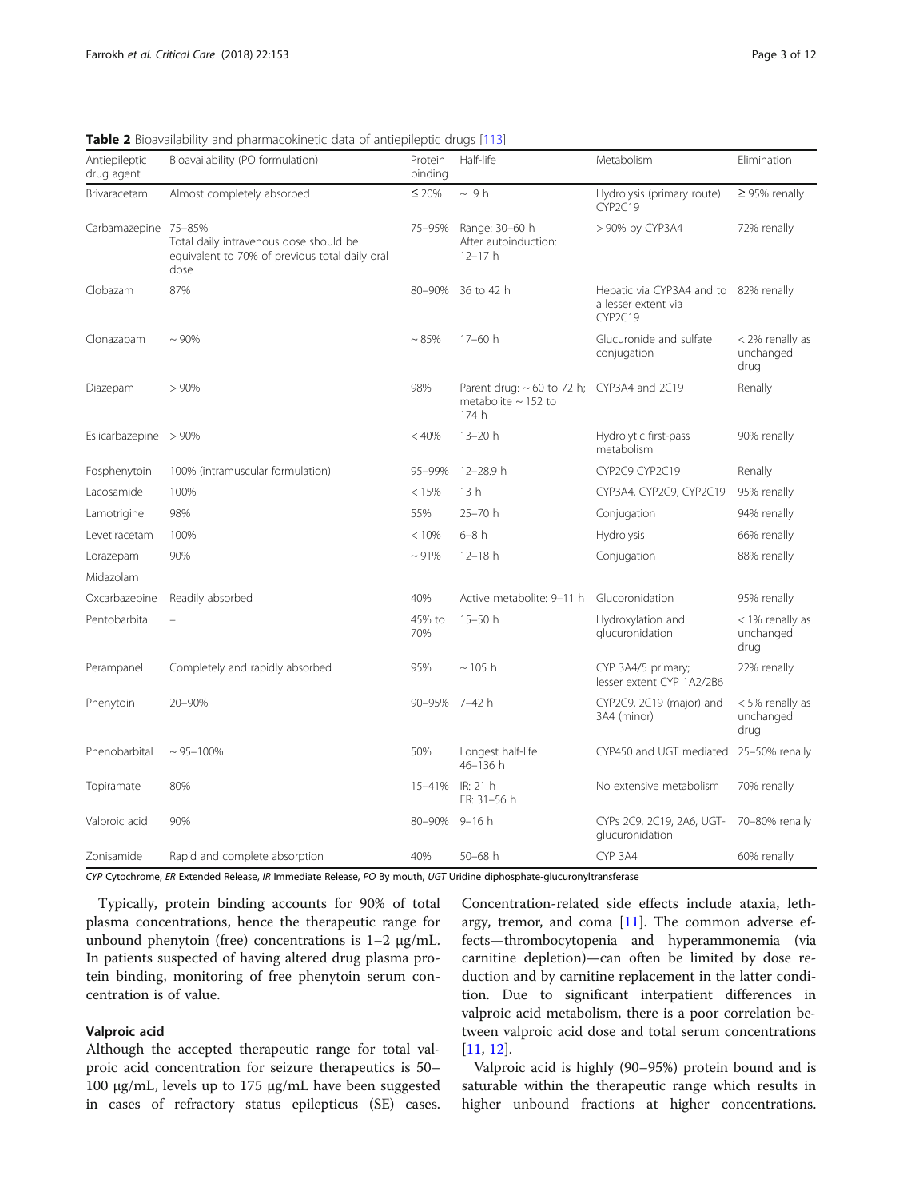**Table 2** Bioavailability and pharmacokinetic data of antiepileptic drugs [113]

| Antiepileptic drug agent | Bioavailability (PO formulation) | Protein binding | Half-life | Metabolism | Elimination |
|---|---|---|---|---|---|
| Brivaracetam | Almost completely absorbed | ≤ 20% | ~ 9 h | Hydrolysis (primary route) CYP2C19 | ≥ 95% renally |
| Carbamazepine | 75–85%<br>Total daily intravenous dose should be equivalent to 70% of previous total daily oral dose | 75–95% | Range: 30–60 h<br>After autoinduction: 12–17 h | > 90% by CYP3A4 | 72% renally |
| Clobazam | 87% | 80–90% | 36 to 42 h | Hepatic via CYP3A4 and to a lesser extent via CYP2C19 | 82% renally |
| Clonazapam | ~ 90% | ~ 85% | 17–60 h | Glucuronide and sulfate conjugation | < 2% renally as unchanged drug |
| Diazepam | > 90% | 98% | Parent drug: ~ 60 to 72 h; metabolite ~ 152 to 174 h | CYP3A4 and 2C19 | Renally |
| Eslicarbazepine | > 90% | < 40% | 13–20 h | Hydrolytic first-pass metabolism | 90% renally |
| Fosphenytoin | 100% (intramuscular formulation) | 95–99% | 12–28.9 h | CYP2C9 CYP2C19 | Renally |
| Lacosamide | 100% | < 15% | 13 h | CYP3A4, CYP2C9, CYP2C19 | 95% renally |
| Lamotrigine | 98% | 55% | 25–70 h | Conjugation | 94% renally |
| Levetiracetam | 100% | < 10% | 6–8 h | Hydrolysis | 66% renally |
| Lorazepam | 90% | ~ 91% | 12–18 h | Conjugation | 88% renally |
| Midazolam | | | | | |
| Oxcarbazepine | Readily absorbed | 40% | Active metabolite: 9–11 h | Glucoronidation | 95% renally |
| Pentobarbital | – | 45% to 70% | 15–50 h | Hydroxylation and glucuronidation | < 1% renally as unchanged drug |
| Perampanel | Completely and rapidly absorbed | 95% | ~ 105 h | CYP 3A4/5 primary; lesser extent CYP 1A2/2B6 | 22% renally |
| Phenytoin | 20–90% | 90–95% | 7–42 h | CYP2C9, 2C19 (major) and 3A4 (minor) | < 5% renally as unchanged drug |
| Phenobarbital | ~ 95–100% | 50% | Longest half-life 46–136 h | CYP450 and UGT mediated | 25–50% renally |
| Topiramate | 80% | 15–41% | IR: 21 h<br>ER: 31–56 h | No extensive metabolism | 70% renally |
| Valproic acid | 90% | 80–90% | 9–16 h | CYPs 2C9, 2C19, 2A6, UGT-glucuronidation | 70–80% renally |
| Zonisamide | Rapid and complete absorption | 40% | 50–68 h | CYP 3A4 | 60% renally |

*CYP* Cytochrome, *ER* Extended Release, *IR* Immediate Release, *PO* By mouth, *UGT* Uridine diphosphate-glucuronyltransferase

Typically, protein binding accounts for 90% of total plasma concentrations, hence the therapeutic range for unbound phenytoin (free) concentrations is 1–2 μg/mL. In patients suspected of having altered drug plasma protein binding, monitoring of free phenytoin serum concentration is of value.

### Valproic acid

Although the accepted therapeutic range for total valproic acid concentration for seizure therapeutics is 50–100 μg/mL, levels up to 175 μg/mL have been suggested in cases of refractory status epilepticus (SE) cases. Concentration-related side effects include ataxia, lethargy, tremor, and coma [11]. The common adverse effects—thrombocytopenia and hyperammonemia (via carnitine depletion)—can often be limited by dose reduction and by carnitine replacement in the latter condition. Due to significant interpatient differences in valproic acid metabolism, there is a poor correlation between valproic acid dose and total serum concentrations [11, 12].

Valproic acid is highly (90–95%) protein bound and is saturable within the therapeutic range which results in higher unbound fractions at higher concentrations.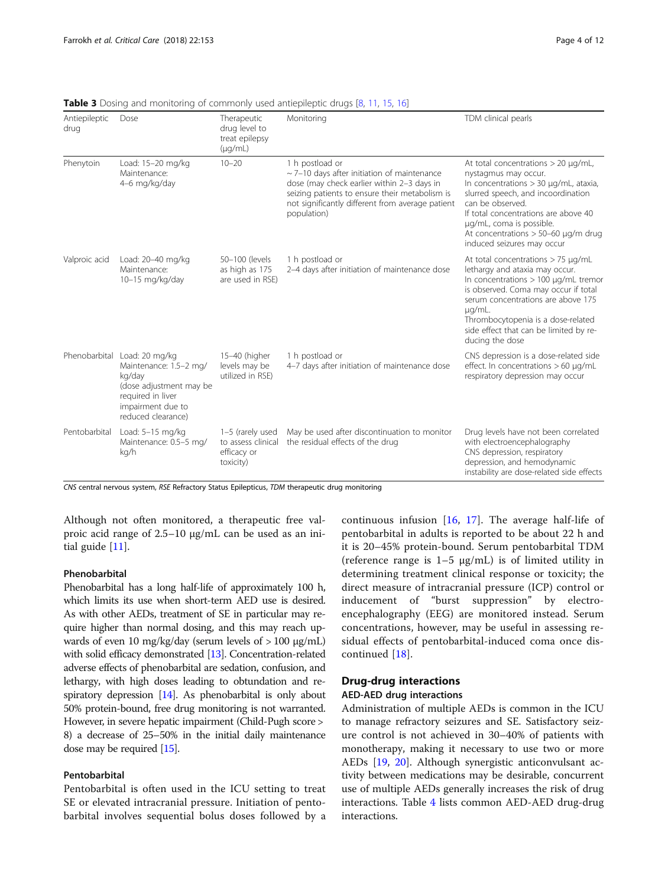**Table 3** Dosing and monitoring of commonly used antiepileptic drugs [8, 11, 15, 16]

| Antiepileptic drug | Dose | Therapeutic drug level to treat epilepsy (μg/mL) | Monitoring | TDM clinical pearls |
|---|---|---|---|---|
| Phenytoin | Load: 15–20 mg/kg<br>Maintenance: 4–6 mg/kg/day | 10–20 | 1 h postload or ~ 7–10 days after initiation of maintenance dose (may check earlier within 2–3 days in seizing patients to ensure their metabolism is not significantly different from average patient population) | At total concentrations > 20 μg/mL, nystagmus may occur.<br>In concentrations > 30 μg/mL, ataxia, slurred speech, and incoordination can be observed.<br>If total concentrations are above 40 μg/mL, coma is possible.<br>At concentrations > 50–60 μg/m drug induced seizures may occur |
| Valproic acid | Load: 20–40 mg/kg<br>Maintenance: 10–15 mg/kg/day | 50–100 (levels as high as 175 are used in RSE) | 1 h postload or 2–4 days after initiation of maintenance dose | At total concentrations > 75 μg/mL lethargy and ataxia may occur.<br>In concentrations > 100 μg/mL tremor is observed. Coma may occur if total serum concentrations are above 175 μg/mL.<br>Thrombocytopenia is a dose-related side effect that can be limited by reducing the dose |
| Phenobarbital | Load: 20 mg/kg<br>Maintenance: 1.5–2 mg/kg/day<br>(dose adjustment may be required in liver impairment due to reduced clearance) | 15–40 (higher levels may be utilized in RSE) | 1 h postload or 4–7 days after initiation of maintenance dose | CNS depression is a dose-related side effect. In concentrations > 60 μg/mL respiratory depression may occur |
| Pentobarbital | Load: 5–15 mg/kg<br>Maintenance: 0.5–5 mg/kg/h | 1–5 (rarely used to assess clinical efficacy or toxicity) | May be used after discontinuation to monitor the residual effects of the drug | Drug levels have not been correlated with electroencephalography<br>CNS depression, respiratory depression, and hemodynamic instability are dose-related side effects |

*CNS* central nervous system, *RSE* Refractory Status Epilepticus, *TDM* therapeutic drug monitoring

Although not often monitored, a therapeutic free valproic acid range of 2.5–10 μg/mL can be used as an initial guide [11].

#### Phenobarbital

Phenobarbital has a long half-life of approximately 100 h, which limits its use when short-term AED use is desired. As with other AEDs, treatment of SE in particular may require higher than normal dosing, and this may reach upwards of even 10 mg/kg/day (serum levels of > 100 μg/mL) with solid efficacy demonstrated [13]. Concentration-related adverse effects of phenobarbital are sedation, confusion, and lethargy, with high doses leading to obtundation and respiratory depression [14]. As phenobarbital is only about 50% protein-bound, free drug monitoring is not warranted. However, in severe hepatic impairment (Child-Pugh score > 8) a decrease of 25–50% in the initial daily maintenance dose may be required [15].

#### Pentobarbital

Pentobarbital is often used in the ICU setting to treat SE or elevated intracranial pressure. Initiation of pentobarbital involves sequential bolus doses followed by a continuous infusion [16, 17]. The average half-life of pentobarbital in adults is reported to be about 22 h and it is 20–45% protein-bound. Serum pentobarbital TDM (reference range is 1–5 μg/mL) is of limited utility in determining treatment clinical response or toxicity; the direct measure of intracranial pressure (ICP) control or inducement of "burst suppression" by electroencephalography (EEG) are monitored instead. Serum concentrations, however, may be useful in assessing residual effects of pentobarbital-induced coma once discontinued [18].

## Drug-drug interactions

#### AED-AED drug interactions

Administration of multiple AEDs is common in the ICU to manage refractory seizures and SE. Satisfactory seizure control is not achieved in 30–40% of patients with monotherapy, making it necessary to use two or more AEDs [19, 20]. Although synergistic anticonvulsant activity between medications may be desirable, concurrent use of multiple AEDs generally increases the risk of drug interactions. Table 4 lists common AED-AED drug-drug interactions.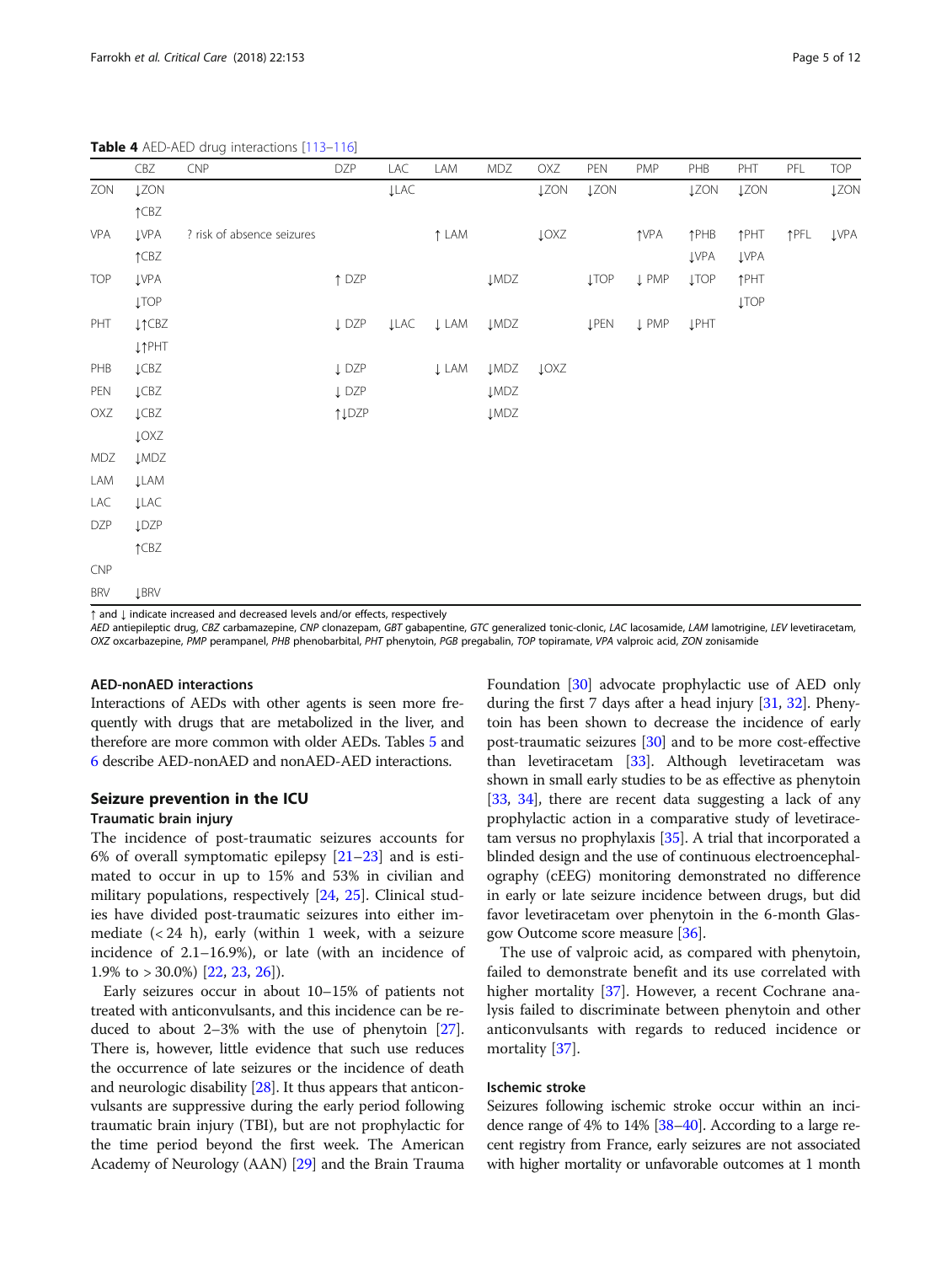**Table 4** AED-AED drug interactions [113–116]

| | CBZ | CNP | DZP | LAC | LAM | MDZ | OXZ | PEN | PMP | PHB | PHT | PFL | TOP |
|---|---|---|---|---|---|---|---|---|---|---|---|---|---|
| ZON | ↓ZON ↑CBZ | | | ↓LAC | | | ↓ZON | ↓ZON | | ↓ZON | ↓ZON | | ↓ZON |
| VPA | ↓VPA ↑CBZ | ? risk of absence seizures | | | ↑ LAM | | ↓OXZ | | ↑VPA | ↑PHB ↓VPA | ↑PHT ↓VPA | ↑PFL | ↓VPA |
| TOP | ↓VPA ↓TOP | | ↑ DZP | | | ↓MDZ | | ↓TOP | ↓ PMP | ↓TOP | ↑PHT ↓TOP | | |
| PHT | ↓↑CBZ ↓↑PHT | | ↓ DZP | ↓LAC | ↓ LAM | ↓MDZ | | ↓PEN | ↓ PMP | ↓PHT | | | |
| PHB | ↓CBZ | | ↓ DZP | | ↓ LAM | ↓MDZ | ↓OXZ | | | | | | |
| PEN | ↓CBZ | | ↓ DZP | | | ↓MDZ | | | | | | | |
| OXZ | ↓CBZ ↓OXZ | | ↑↓DZP | | | ↓MDZ | | | | | | | |
| MDZ | ↓MDZ | | | | | | | | | | | | |
| LAM | ↓LAM | | | | | | | | | | | | |
| LAC | ↓LAC | | | | | | | | | | | | |
| DZP | ↓DZP ↑CBZ | | | | | | | | | | | | |
| CNP | | | | | | | | | | | | | |
| BRV | ↓BRV | | | | | | | | | | | | |

↑ and ↓ indicate increased and decreased levels and/or effects, respectively
*AED* antiepileptic drug, *CBZ* carbamazepine, *CNP* clonazepam, *GBT* gabapentine, *GTC* generalized tonic-clonic, *LAC* lacosamide, *LAM* lamotrigine, *LEV* levetiracetam, *OXZ* oxcarbazepine, *PMP* perampanel, *PHB* phenobarbital, *PHT* phenytoin, *PGB* pregabalin, *TOP* topiramate, *VPA* valproic acid, *ZON* zonisamide

#### AED-nonAED interactions

Interactions of AEDs with other agents is seen more frequently with drugs that are metabolized in the liver, and therefore are more common with older AEDs. Tables 5 and 6 describe AED-nonAED and nonAED-AED interactions.

## Seizure prevention in the ICU

### Traumatic brain injury

The incidence of post-traumatic seizures accounts for 6% of overall symptomatic epilepsy [21–23] and is estimated to occur in up to 15% and 53% in civilian and military populations, respectively [24, 25]. Clinical studies have divided post-traumatic seizures into either immediate (< 24 h), early (within 1 week, with a seizure incidence of 2.1–16.9%), or late (with an incidence of 1.9% to > 30.0%) [22, 23, 26]).

Early seizures occur in about 10–15% of patients not treated with anticonvulsants, and this incidence can be reduced to about 2–3% with the use of phenytoin [27]. There is, however, little evidence that such use reduces the occurrence of late seizures or the incidence of death and neurologic disability [28]. It thus appears that anticonvulsants are suppressive during the early period following traumatic brain injury (TBI), but are not prophylactic for the time period beyond the first week. The American Academy of Neurology (AAN) [29] and the Brain Trauma Foundation [30] advocate prophylactic use of AED only during the first 7 days after a head injury [31, 32]. Phenytoin has been shown to decrease the incidence of early post-traumatic seizures [30] and to be more cost-effective than levetiracetam [33]. Although levetiracetam was shown in small early studies to be as effective as phenytoin [33, 34], there are recent data suggesting a lack of any prophylactic action in a comparative study of levetiracetam versus no prophylaxis [35]. A trial that incorporated a blinded design and the use of continuous electroencephalography (cEEG) monitoring demonstrated no difference in early or late seizure incidence between drugs, but did favor levetiracetam over phenytoin in the 6-month Glasgow Outcome score measure [36].

The use of valproic acid, as compared with phenytoin, failed to demonstrate benefit and its use correlated with higher mortality [37]. However, a recent Cochrane analysis failed to discriminate between phenytoin and other anticonvulsants with regards to reduced incidence or mortality [37].

### Ischemic stroke

Seizures following ischemic stroke occur within an incidence range of 4% to 14% [38–40]. According to a large recent registry from France, early seizures are not associated with higher mortality or unfavorable outcomes at 1 month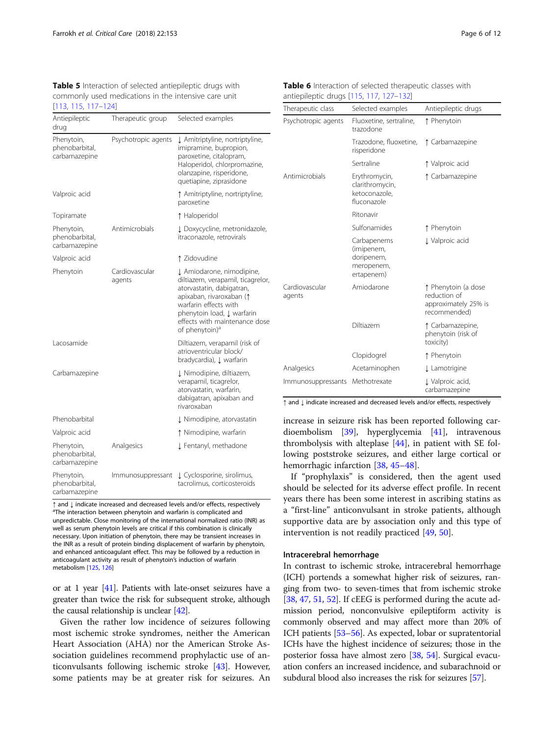**Table 5** Interaction of selected antiepileptic drugs with commonly used medications in the intensive care unit [113, 115, 117–124]

| Antiepileptic drug | Therapeutic group | Selected examples |
| --- | --- | --- |
| Phenytoin, phenobarbital, carbamazepine | Psychotropic agents | ↓ Amitriptyline, nortriptyline, imipramine, bupropion, paroxetine, citalopram, Haloperidol, chlorpromazine, olanzapine, risperidone, quetiapine, ziprasidone |
| Valproic acid | | ↑ Amitriptyline, nortriptyline, paroxetine |
| Topiramate | | ↑ Haloperidol |
| Phenytoin, phenobarbital, carbamazepine | Antimicrobials | ↓ Doxycycline, metronidazole, itraconazole, retrovirals |
| Valproic acid | | ↑ Zidovudine |
| Phenytoin | Cardiovascular agents | ↓ Amiodarone, nimodipine, diltiazem, verapamil, ticagrelor, atorvastatin, dabigatran, apixaban, rivaroxaban (↑ warfarin effects with phenytoin load, ↓ warfarin effects with maintenance dose of phenytoin)[a] |
| Lacosamide | | Diltiazem, verapamil (risk of atrioventricular block/bradycardia), ↓ warfarin |
| Carbamazepine | | ↓ Nimodipine, diltiazem, verapamil, ticagrelor, atorvastatin, warfarin, dabigatran, apixaban and rivaroxaban |
| Phenobarbital | | ↓ Nimodipine, atorvastatin |
| Valproic acid | | ↑ Nimodipine, warfarin |
| Phenytoin, phenobarbital, carbamazepine | Analgesics | ↓ Fentanyl, methadone |
| Phenytoin, phenobarbital, carbamazepine | Immunosuppressant | ↓ Cyclosporine, sirolimus, tacrolimus, corticosteroids |

↑ and ↓ indicate increased and decreased levels and/or effects, respectively
[a]The interaction between phenytoin and warfarin is complicated and unpredictable. Close monitoring of the international normalized ratio (INR) as well as serum phenytoin levels are critical if this combination is clinically necessary. Upon initiation of phenytoin, there may be transient increases in the INR as a result of protein binding displacement of warfarin by phenytoin, and enhanced anticoagulant effect. This may be followed by a reduction in anticoagulant activity as result of phenytoin's induction of warfarin metabolism [125, 126]

or at 1 year [41]. Patients with late-onset seizures have a greater than twice the risk for subsequent stroke, although the causal relationship is unclear [42].

Given the rather low incidence of seizures following most ischemic stroke syndromes, neither the American Heart Association (AHA) nor the American Stroke Association guidelines recommend prophylactic use of anticonvulsants following ischemic stroke [43]. However, some patients may be at greater risk for seizures. An increase in seizure risk has been reported following cardioembolism [39], hyperglycemia [41], intravenous thrombolysis with alteplase [44], in patient with SE following poststroke seizures, and either large cortical or hemorrhagic infarction [38, 45–48].

If "prophylaxis" is considered, then the agent used should be selected for its adverse effect profile. In recent years there has been some interest in ascribing statins as a "first-line" anticonvulsant in stroke patients, although supportive data are by association only and this type of intervention is not readily practiced [49, 50].

**Table 6** Interaction of selected therapeutic classes with antiepileptic drugs [115, 117, 127–132]

| Therapeutic class | Selected examples | Antiepileptic drugs |
| --- | --- | --- |
| Psychotropic agents | Fluoxetine, sertraline, trazodone | ↑ Phenytoin |
| | Trazodone, fluoxetine, risperidone | ↑ Carbamazepine |
| | Sertraline | ↑ Valproic acid |
| Antimicrobials | Erythromycin, clarithromycin, ketoconazole, fluconazole | ↑ Carbamazepine |
| | Ritonavir | |
| | Sulfonamides | ↑ Phenytoin |
| | Carbapenems (imipenem, doripenem, meropenem, ertapenem) | ↓ Valproic acid |
| Cardiovascular agents | Amiodarone | ↑ Phenytoin (a dose reduction of approximately 25% is recommended) |
| | Diltiazem | ↑ Carbamazepine, phenytoin (risk of toxicity) |
| | Clopidogrel | ↑ Phenytoin |
| Analgesics | Acetaminophen | ↓ Lamotrigine |
| Immunosuppressants | Methotrexate | ↓ Valproic acid, carbamazepine |

↑ and ↓ indicate increased and decreased levels and/or effects, respectively

### Intracerebral hemorrhage

In contrast to ischemic stroke, intracerebral hemorrhage (ICH) portends a somewhat higher risk of seizures, ranging from two- to seven-times that from ischemic stroke [38, 47, 51, 52]. If cEEG is performed during the acute admission period, nonconvulsive epileptiform activity is commonly observed and may affect more than 20% of ICH patients [53–56]. As expected, lobar or supratentorial ICHs have the highest incidence of seizures; those in the posterior fossa have almost zero [38, 54]. Surgical evacuation confers an increased incidence, and subarachnoid or subdural blood also increases the risk for seizures [57].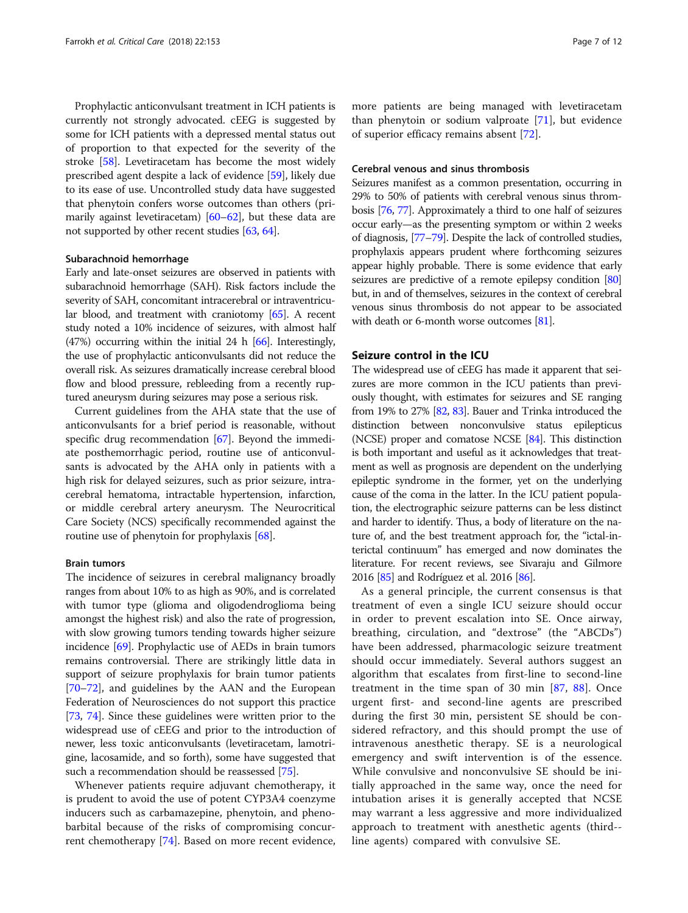Prophylactic anticonvulsant treatment in ICH patients is currently not strongly advocated. cEEG is suggested by some for ICH patients with a depressed mental status out of proportion to that expected for the severity of the stroke [58]. Levetiracetam has become the most widely prescribed agent despite a lack of evidence [59], likely due to its ease of use. Uncontrolled study data have suggested that phenytoin confers worse outcomes than others (primarily against levetiracetam) [60–62], but these data are not supported by other recent studies [63, 64].

### Subarachnoid hemorrhage

Early and late-onset seizures are observed in patients with subarachnoid hemorrhage (SAH). Risk factors include the severity of SAH, concomitant intracerebral or intraventricular blood, and treatment with craniotomy [65]. A recent study noted a 10% incidence of seizures, with almost half (47%) occurring within the initial 24 h [66]. Interestingly, the use of prophylactic anticonvulsants did not reduce the overall risk. As seizures dramatically increase cerebral blood flow and blood pressure, rebleeding from a recently ruptured aneurysm during seizures may pose a serious risk.

Current guidelines from the AHA state that the use of anticonvulsants for a brief period is reasonable, without specific drug recommendation [67]. Beyond the immediate posthemorrhagic period, routine use of anticonvulsants is advocated by the AHA only in patients with a high risk for delayed seizures, such as prior seizure, intracerebral hematoma, intractable hypertension, infarction, or middle cerebral artery aneurysm. The Neurocritical Care Society (NCS) specifically recommended against the routine use of phenytoin for prophylaxis [68].

### Brain tumors

The incidence of seizures in cerebral malignancy broadly ranges from about 10% to as high as 90%, and is correlated with tumor type (glioma and oligodendroglioma being amongst the highest risk) and also the rate of progression, with slow growing tumors tending towards higher seizure incidence [69]. Prophylactic use of AEDs in brain tumors remains controversial. There are strikingly little data in support of seizure prophylaxis for brain tumor patients [70–72], and guidelines by the AAN and the European Federation of Neurosciences do not support this practice [73, 74]. Since these guidelines were written prior to the widespread use of cEEG and prior to the introduction of newer, less toxic anticonvulsants (levetiracetam, lamotrigine, lacosamide, and so forth), some have suggested that such a recommendation should be reassessed [75].

Whenever patients require adjuvant chemotherapy, it is prudent to avoid the use of potent CYP3A4 coenzyme inducers such as carbamazepine, phenytoin, and phenobarbital because of the risks of compromising concurrent chemotherapy [74]. Based on more recent evidence, more patients are being managed with levetiracetam than phenytoin or sodium valproate [71], but evidence of superior efficacy remains absent [72].

### Cerebral venous and sinus thrombosis

Seizures manifest as a common presentation, occurring in 29% to 50% of patients with cerebral venous sinus thrombosis [76, 77]. Approximately a third to one half of seizures occur early—as the presenting symptom or within 2 weeks of diagnosis, [77–79]. Despite the lack of controlled studies, prophylaxis appears prudent where forthcoming seizures appear highly probable. There is some evidence that early seizures are predictive of a remote epilepsy condition [80] but, in and of themselves, seizures in the context of cerebral venous sinus thrombosis do not appear to be associated with death or 6-month worse outcomes [81].

## Seizure control in the ICU

The widespread use of cEEG has made it apparent that seizures are more common in the ICU patients than previously thought, with estimates for seizures and SE ranging from 19% to 27% [82, 83]. Bauer and Trinka introduced the distinction between nonconvulsive status epilepticus (NCSE) proper and comatose NCSE [84]. This distinction is both important and useful as it acknowledges that treatment as well as prognosis are dependent on the underlying epileptic syndrome in the former, yet on the underlying cause of the coma in the latter. In the ICU patient population, the electrographic seizure patterns can be less distinct and harder to identify. Thus, a body of literature on the nature of, and the best treatment approach for, the "ictal-interictal continuum" has emerged and now dominates the literature. For recent reviews, see Sivaraju and Gilmore 2016 [85] and Rodríguez et al. 2016 [86].

As a general principle, the current consensus is that treatment of even a single ICU seizure should occur in order to prevent escalation into SE. Once airway, breathing, circulation, and "dextrose" (the "ABCDs") have been addressed, pharmacologic seizure treatment should occur immediately. Several authors suggest an algorithm that escalates from first-line to second-line treatment in the time span of 30 min [87, 88]. Once urgent first- and second-line agents are prescribed during the first 30 min, persistent SE should be considered refractory, and this should prompt the use of intravenous anesthetic therapy. SE is a neurological emergency and swift intervention is of the essence. While convulsive and nonconvulsive SE should be initially approached in the same way, once the need for intubation arises it is generally accepted that NCSE may warrant a less aggressive and more individualized approach to treatment with anesthetic agents (third-line agents) compared with convulsive SE.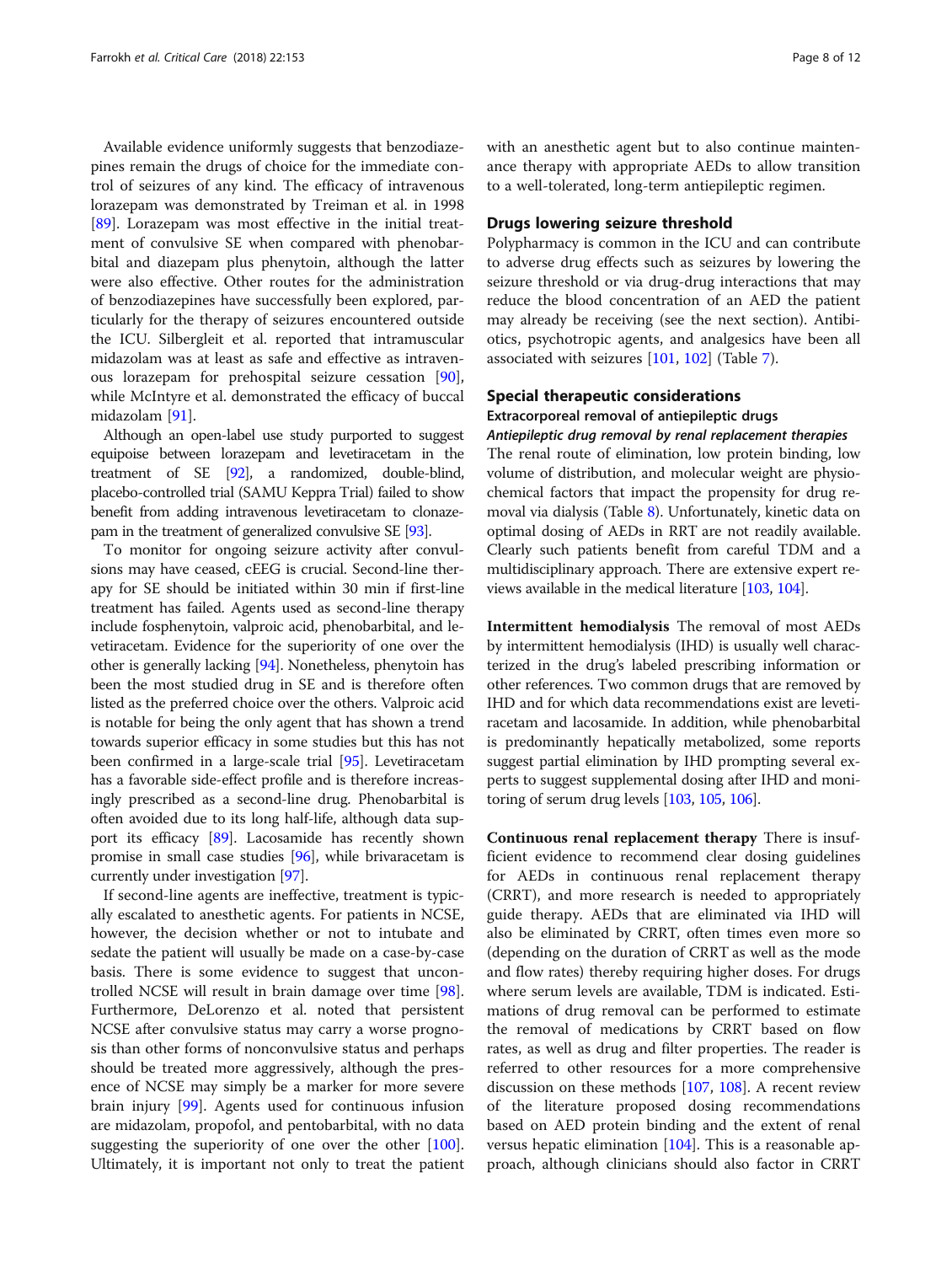Available evidence uniformly suggests that benzodiazepines remain the drugs of choice for the immediate control of seizures of any kind. The efficacy of intravenous lorazepam was demonstrated by Treiman et al. in 1998 [89]. Lorazepam was most effective in the initial treatment of convulsive SE when compared with phenobarbital and diazepam plus phenytoin, although the latter were also effective. Other routes for the administration of benzodiazepines have successfully been explored, particularly for the therapy of seizures encountered outside the ICU. Silbergleit et al. reported that intramuscular midazolam was at least as safe and effective as intravenous lorazepam for prehospital seizure cessation [90], while McIntyre et al. demonstrated the efficacy of buccal midazolam [91].

Although an open-label use study purported to suggest equipoise between lorazepam and levetiracetam in the treatment of SE [92], a randomized, double-blind, placebo-controlled trial (SAMU Keppra Trial) failed to show benefit from adding intravenous levetiracetam to clonazepam in the treatment of generalized convulsive SE [93].

To monitor for ongoing seizure activity after convulsions may have ceased, cEEG is crucial. Second-line therapy for SE should be initiated within 30 min if first-line treatment has failed. Agents used as second-line therapy include fosphenytoin, valproic acid, phenobarbital, and levetiracetam. Evidence for the superiority of one over the other is generally lacking [94]. Nonetheless, phenytoin has been the most studied drug in SE and is therefore often listed as the preferred choice over the others. Valproic acid is notable for being the only agent that has shown a trend towards superior efficacy in some studies but this has not been confirmed in a large-scale trial [95]. Levetiracetam has a favorable side-effect profile and is therefore increasingly prescribed as a second-line drug. Phenobarbital is often avoided due to its long half-life, although data support its efficacy [89]. Lacosamide has recently shown promise in small case studies [96], while brivaracetam is currently under investigation [97].

If second-line agents are ineffective, treatment is typically escalated to anesthetic agents. For patients in NCSE, however, the decision whether or not to intubate and sedate the patient will usually be made on a case-by-case basis. There is some evidence to suggest that uncontrolled NCSE will result in brain damage over time [98]. Furthermore, DeLorenzo et al. noted that persistent NCSE after convulsive status may carry a worse prognosis than other forms of nonconvulsive status and perhaps should be treated more aggressively, although the presence of NCSE may simply be a marker for more severe brain injury [99]. Agents used for continuous infusion are midazolam, propofol, and pentobarbital, with no data suggesting the superiority of one over the other [100]. Ultimately, it is important not only to treat the patient with an anesthetic agent but to also continue maintenance therapy with appropriate AEDs to allow transition to a well-tolerated, long-term antiepileptic regimen.

## Drugs lowering seizure threshold

Polypharmacy is common in the ICU and can contribute to adverse drug effects such as seizures by lowering the seizure threshold or via drug-drug interactions that may reduce the blood concentration of an AED the patient may already be receiving (see the next section). Antibiotics, psychotropic agents, and analgesics have been all associated with seizures [101, 102] (Table 7).

## Special therapeutic considerations

### Extracorporeal removal of antiepileptic drugs

#### *Antiepileptic drug removal by renal replacement therapies*

The renal route of elimination, low protein binding, low volume of distribution, and molecular weight are physiochemical factors that impact the propensity for drug removal via dialysis (Table 8). Unfortunately, kinetic data on optimal dosing of AEDs in RRT are not readily available. Clearly such patients benefit from careful TDM and a multidisciplinary approach. There are extensive expert reviews available in the medical literature [103, 104].

**Intermittent hemodialysis** The removal of most AEDs by intermittent hemodialysis (IHD) is usually well characterized in the drug's labeled prescribing information or other references. Two common drugs that are removed by IHD and for which data recommendations exist are levetiracetam and lacosamide. In addition, while phenobarbital is predominantly hepatically metabolized, some reports suggest partial elimination by IHD prompting several experts to suggest supplemental dosing after IHD and monitoring of serum drug levels [103, 105, 106].

**Continuous renal replacement therapy** There is insufficient evidence to recommend clear dosing guidelines for AEDs in continuous renal replacement therapy (CRRT), and more research is needed to appropriately guide therapy. AEDs that are eliminated via IHD will also be eliminated by CRRT, often times even more so (depending on the duration of CRRT as well as the mode and flow rates) thereby requiring higher doses. For drugs where serum levels are available, TDM is indicated. Estimations of drug removal can be performed to estimate the removal of medications by CRRT based on flow rates, as well as drug and filter properties. The reader is referred to other resources for a more comprehensive discussion on these methods [107, 108]. A recent review of the literature proposed dosing recommendations based on AED protein binding and the extent of renal versus hepatic elimination [104]. This is a reasonable approach, although clinicians should also factor in CRRT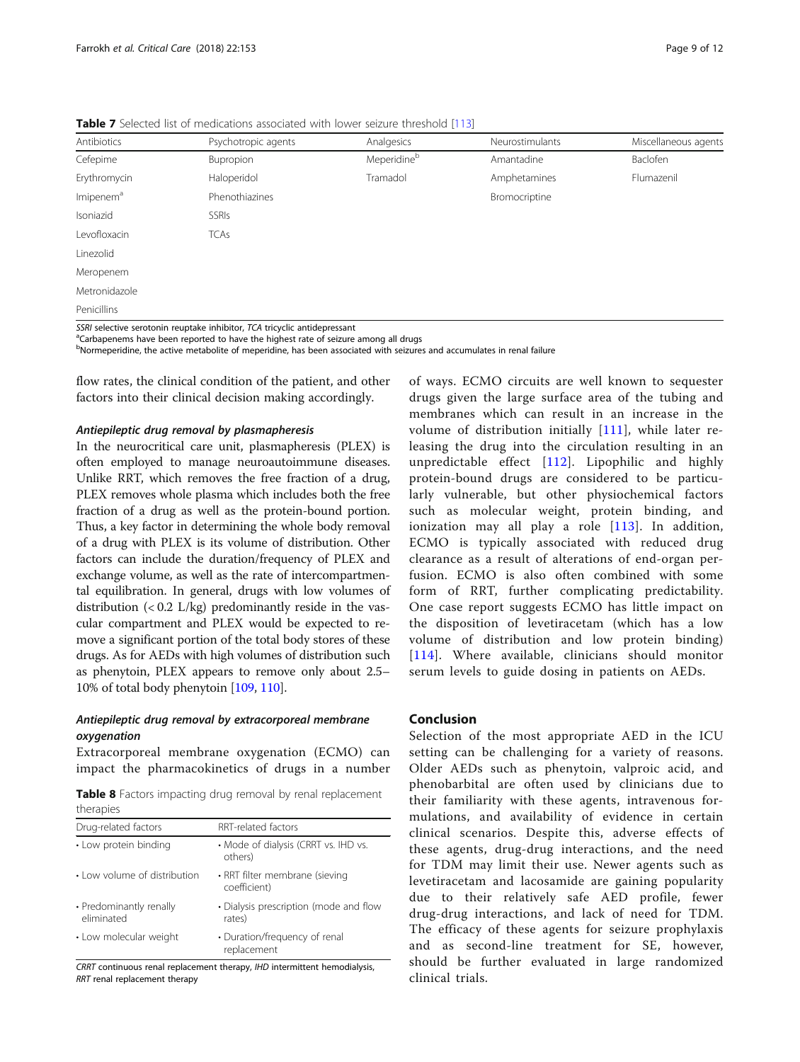**Table 7** Selected list of medications associated with lower seizure threshold [113]

| Antibiotics | Psychotropic agents | Analgesics | Neurostimulants | Miscellaneous agents |
|---|---|---|---|---|
| Cefepime | Bupropion | Meperidine[b] | Amantadine | Baclofen |
| Erythromycin | Haloperidol | Tramadol | Amphetamines | Flumazenil |
| Imipenem[a] | Phenothiazines | | Bromocriptine | |
| Isoniazid | SSRIs | | | |
| Levofloxacin | TCAs | | | |
| Linezolid | | | | |
| Meropenem | | | | |
| Metronidazole | | | | |
| Penicillins | | | | |

*SSRI* selective serotonin reuptake inhibitor, *TCA* tricyclic antidepressant
[a]Carbapenems have been reported to have the highest rate of seizure among all drugs
[b]Normeperidine, the active metabolite of meperidine, has been associated with seizures and accumulates in renal failure

flow rates, the clinical condition of the patient, and other factors into their clinical decision making accordingly.

#### *Antiepileptic drug removal by plasmapheresis*

In the neurocritical care unit, plasmapheresis (PLEX) is often employed to manage neuroautoimmune diseases. Unlike RRT, which removes the free fraction of a drug, PLEX removes whole plasma which includes both the free fraction of a drug as well as the protein-bound portion. Thus, a key factor in determining the whole body removal of a drug with PLEX is its volume of distribution. Other factors can include the duration/frequency of PLEX and exchange volume, as well as the rate of intercompartmental equilibration. In general, drugs with low volumes of distribution (< 0.2 L/kg) predominantly reside in the vascular compartment and PLEX would be expected to remove a significant portion of the total body stores of these drugs. As for AEDs with high volumes of distribution such as phenytoin, PLEX appears to remove only about 2.5–10% of total body phenytoin [109, 110].

#### *Antiepileptic drug removal by extracorporeal membrane oxygenation*

Extracorporeal membrane oxygenation (ECMO) can impact the pharmacokinetics of drugs in a number of ways. ECMO circuits are well known to sequester drugs given the large surface area of the tubing and membranes which can result in an increase in the volume of distribution initially [111], while later releasing the drug into the circulation resulting in an unpredictable effect [112]. Lipophilic and highly protein-bound drugs are considered to be particularly vulnerable, but other physiochemical factors such as molecular weight, protein binding, and ionization may all play a role [113]. In addition, ECMO is typically associated with reduced drug clearance as a result of alterations of end-organ perfusion. ECMO is also often combined with some form of RRT, further complicating predictability. One case report suggests ECMO has little impact on the disposition of levetiracetam (which has a low volume of distribution and low protein binding) [114]. Where available, clinicians should monitor serum levels to guide dosing in patients on AEDs.

**Table 8** Factors impacting drug removal by renal replacement therapies

| Drug-related factors | RRT-related factors |
|---|---|
| • Low protein binding | • Mode of dialysis (CRRT vs. IHD vs. others) |
| • Low volume of distribution | • RRT filter membrane (sieving coefficient) |
| • Predominantly renally eliminated | • Dialysis prescription (mode and flow rates) |
| • Low molecular weight | • Duration/frequency of renal replacement |

*CRRT* continuous renal replacement therapy, *IHD* intermittent hemodialysis, *RRT* renal replacement therapy

## Conclusion

Selection of the most appropriate AED in the ICU setting can be challenging for a variety of reasons. Older AEDs such as phenytoin, valproic acid, and phenobarbital are often used by clinicians due to their familiarity with these agents, intravenous formulations, and availability of evidence in certain clinical scenarios. Despite this, adverse effects of these agents, drug-drug interactions, and the need for TDM may limit their use. Newer agents such as levetiracetam and lacosamide are gaining popularity due to their relatively safe AED profile, fewer drug-drug interactions, and lack of need for TDM. The efficacy of these agents for seizure prophylaxis and as second-line treatment for SE, however, should be further evaluated in large randomized clinical trials.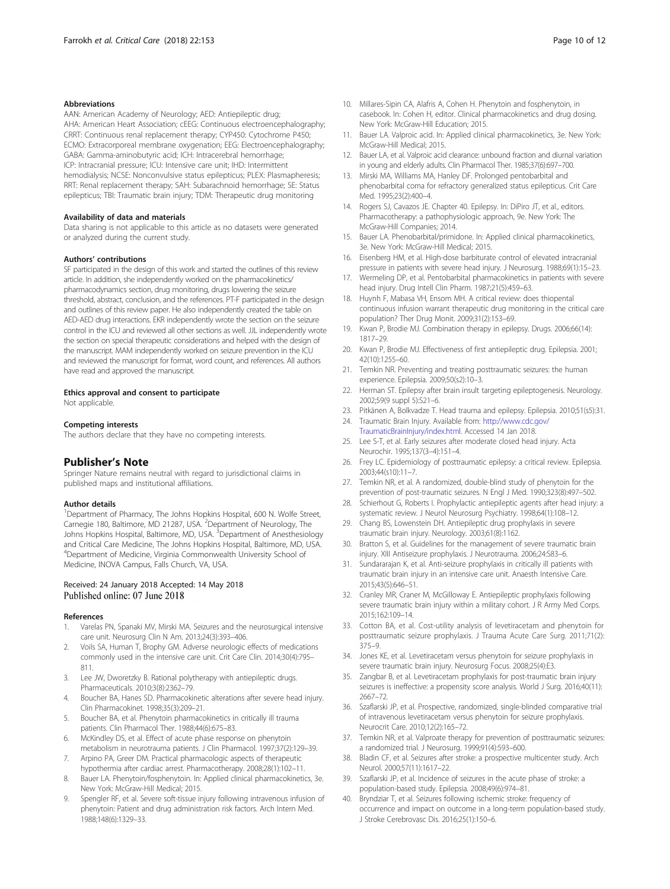#### Abbreviations

AAN: American Academy of Neurology; AED: Antiepileptic drug; AHA: American Heart Association; cEEG: Continuous electroencephalography; CRRT: Continuous renal replacement therapy; CYP450: Cytochrome P450; ECMO: Extracorporeal membrane oxygenation; EEG: Electroencephalography; GABA: Gamma-aminobutyric acid; ICH: Intracerebral hemorrhage; ICP: Intracranial pressure; ICU: Intensive care unit; IHD: Intermittent hemodialysis; NCSE: Nonconvulsive status epilepticus; PLEX: Plasmapheresis; RRT: Renal replacement therapy; SAH: Subarachnoid hemorrhage; SE: Status epilepticus; TBI: Traumatic brain injury; TDM: Therapeutic drug monitoring

#### Availability of data and materials

Data sharing is not applicable to this article as no datasets were generated or analyzed during the current study.

#### Authors' contributions

SF participated in the design of this work and started the outlines of this review article. In addition, she independently worked on the pharmacokinetics/pharmacodynamics section, drug monitoring, drugs lowering the seizure threshold, abstract, conclusion, and the references. PT-F participated in the design and outlines of this review paper. He also independently created the table on AED-AED drug interactions. EKR independently wrote the section on the seizure control in the ICU and reviewed all other sections as well. JJL independently wrote the section on special therapeutic considerations and helped with the design of the manuscript. MAM independently worked on seizure prevention in the ICU and reviewed the manuscript for format, word count, and references. All authors have read and approved the manuscript.

#### Ethics approval and consent to participate

Not applicable.

#### Competing interests

The authors declare that they have no competing interests.

## Publisher's Note

Springer Nature remains neutral with regard to jurisdictional claims in published maps and institutional affiliations.

#### Author details

[1]Department of Pharmacy, The Johns Hopkins Hospital, 600 N. Wolfe Street, Carnegie 180, Baltimore, MD 21287, USA. [2]Department of Neurology, The Johns Hopkins Hospital, Baltimore, MD, USA. [3]Department of Anesthesiology and Critical Care Medicine, The Johns Hopkins Hospital, Baltimore, MD, USA. [4]Department of Medicine, Virginia Commonwealth University School of Medicine, INOVA Campus, Falls Church, VA, USA.

Received: 24 January 2018 Accepted: 14 May 2018
Published online: 07 June 2018

#### References

1. Varelas PN, Spanaki MV, Mirski MA. Seizures and the neurosurgical intensive care unit. Neurosurg Clin N Am. 2013;24(3):393–406.
2. Voils SA, Human T, Brophy GM. Adverse neurologic effects of medications commonly used in the intensive care unit. Crit Care Clin. 2014;30(4):795–811.
3. Lee JW, Dworetzky B. Rational polytherapy with antiepileptic drugs. Pharmaceuticals. 2010;3(8):2362–79.
4. Boucher BA, Hanes SD. Pharmacokinetic alterations after severe head injury. Clin Pharmacokinet. 1998;35(3):209–21.
5. Boucher BA, et al. Phenytoin pharmacokinetics in critically ill trauma patients. Clin Pharmacol Ther. 1988;44(6):675–83.
6. McKindley DS, et al. Effect of acute phase response on phenytoin metabolism in neurotrauma patients. J Clin Pharmacol. 1997;37(2):129–39.
7. Arpino PA, Greer DM. Practical pharmacologic aspects of therapeutic hypothermia after cardiac arrest. Pharmacotherapy. 2008;28(1):102–11.
8. Bauer LA. Phenytoin/fosphenytoin. In: Applied clinical pharmacokinetics, 3e. New York: McGraw-Hill Medical; 2015.
9. Spengler RF, et al. Severe soft-tissue injury following intravenous infusion of phenytoin: Patient and drug administration risk factors. Arch Intern Med. 1988;148(6):1329–33.
10. Millares-Sipin CA, Alafris A, Cohen H. Phenytoin and fosphenytoin, in casebook. In: Cohen H, editor. Clinical pharmacokinetics and drug dosing. New York: McGraw-Hill Education; 2015.
11. Bauer LA. Valproic acid. In: Applied clinical pharmacokinetics, 3e. New York: McGraw-Hill Medical; 2015.
12. Bauer LA, et al. Valproic acid clearance: unbound fraction and diurnal variation in young and elderly adults. Clin Pharmacol Ther. 1985;37(6):697–700.
13. Mirski MA, Williams MA, Hanley DF. Prolonged pentobarbital and phenobarbital coma for refractory generalized status epilepticus. Crit Care Med. 1995;23(2):400–4.
14. Rogers SJ, Cavazos JE. Chapter 40. Epilepsy. In: DiPiro JT, et al., editors. Pharmacotherapy: a pathophysiologic approach, 9e. New York: The McGraw-Hill Companies; 2014.
15. Bauer LA. Phenobarbital/primidone. In: Applied clinical pharmacokinetics, 3e. New York: McGraw-Hill Medical; 2015.
16. Eisenberg HM, et al. High-dose barbiturate control of elevated intracranial pressure in patients with severe head injury. J Neurosurg. 1988;69(1):15–23.
17. Wermeling DP, et al. Pentobarbital pharmacokinetics in patients with severe head injury. Drug Intell Clin Pharm. 1987;21(5):459–63.
18. Huynh F, Mabasa VH, Ensom MH. A critical review: does thiopental continuous infusion warrant therapeutic drug monitoring in the critical care population? Ther Drug Monit. 2009;31(2):153–69.
19. Kwan P, Brodie MJ. Combination therapy in epilepsy. Drugs. 2006;66(14):1817–29.
20. Kwan P, Brodie MJ. Effectiveness of first antiepileptic drug. Epilepsia. 2001;42(10):1255–60.
21. Temkin NR. Preventing and treating posttraumatic seizures: the human experience. Epilepsia. 2009;50(s2):10–3.
22. Herman ST. Epilepsy after brain insult targeting epileptogenesis. Neurology. 2002;59(9 suppl 5):S21–6.
23. Pitkänen A, Bolkvadze T. Head trauma and epilepsy. Epilepsia. 2010;51(s5):31.
24. Traumatic Brain Injury. Available from: http://www.cdc.gov/TraumaticBrainInjury/index.html. Accessed 14 Jan 2018.
25. Lee S-T, et al. Early seizures after moderate closed head injury. Acta Neurochir. 1995;137(3–4):151–4.
26. Frey LC. Epidemiology of posttraumatic epilepsy: a critical review. Epilepsia. 2003;44(s10):11–7.
27. Temkin NR, et al. A randomized, double-blind study of phenytoin for the prevention of post-traumatic seizures. N Engl J Med. 1990;323(8):497–502.
28. Schierhout G, Roberts I. Prophylactic antiepileptic agents after head injury: a systematic review. J Neurol Neurosurg Psychiatry. 1998;64(1):108–12.
29. Chang BS, Lowenstein DH. Antiepileptic drug prophylaxis in severe traumatic brain injury. Neurology. 2003;61(8):1162.
30. Bratton S, et al. Guidelines for the management of severe traumatic brain injury. XIII Antiseizure prophylaxis. J Neurotrauma. 2006;24:S83–6.
31. Sundararajan K, et al. Anti-seizure prophylaxis in critically ill patients with traumatic brain injury in an intensive care unit. Anaesth Intensive Care. 2015;43(5):646–51.
32. Cranley MR, Craner M, McGilloway E. Antiepileptic prophylaxis following severe traumatic brain injury within a military cohort. J R Army Med Corps. 2015;162:109–14.
33. Cotton BA, et al. Cost-utility analysis of levetiracetam and phenytoin for posttraumatic seizure prophylaxis. J Trauma Acute Care Surg. 2011;71(2):375–9.
34. Jones KE, et al. Levetiracetam versus phenytoin for seizure prophylaxis in severe traumatic brain injury. Neurosurg Focus. 2008;25(4):E3.
35. Zangbar B, et al. Levetiracetam prophylaxis for post-traumatic brain injury seizures is ineffective: a propensity score analysis. World J Surg. 2016;40(11):2667–72.
36. Szaflarski JP, et al. Prospective, randomized, single-blinded comparative trial of intravenous levetiracetam versus phenytoin for seizure prophylaxis. Neurocrit Care. 2010;12(2):165–72.
37. Temkin NR, et al. Valproate therapy for prevention of posttraumatic seizures: a randomized trial. J Neurosurg. 1999;91(4):593–600.
38. Bladin CF, et al. Seizures after stroke: a prospective multicenter study. Arch Neurol. 2000;57(11):1617–22.
39. Szaflarski JP, et al. Incidence of seizures in the acute phase of stroke: a population-based study. Epilepsia. 2008;49(6):974–81.
40. Bryndziar T, et al. Seizures following ischemic stroke: frequency of occurrence and impact on outcome in a long-term population-based study. J Stroke Cerebrovasc Dis. 2016;25(1):150–6.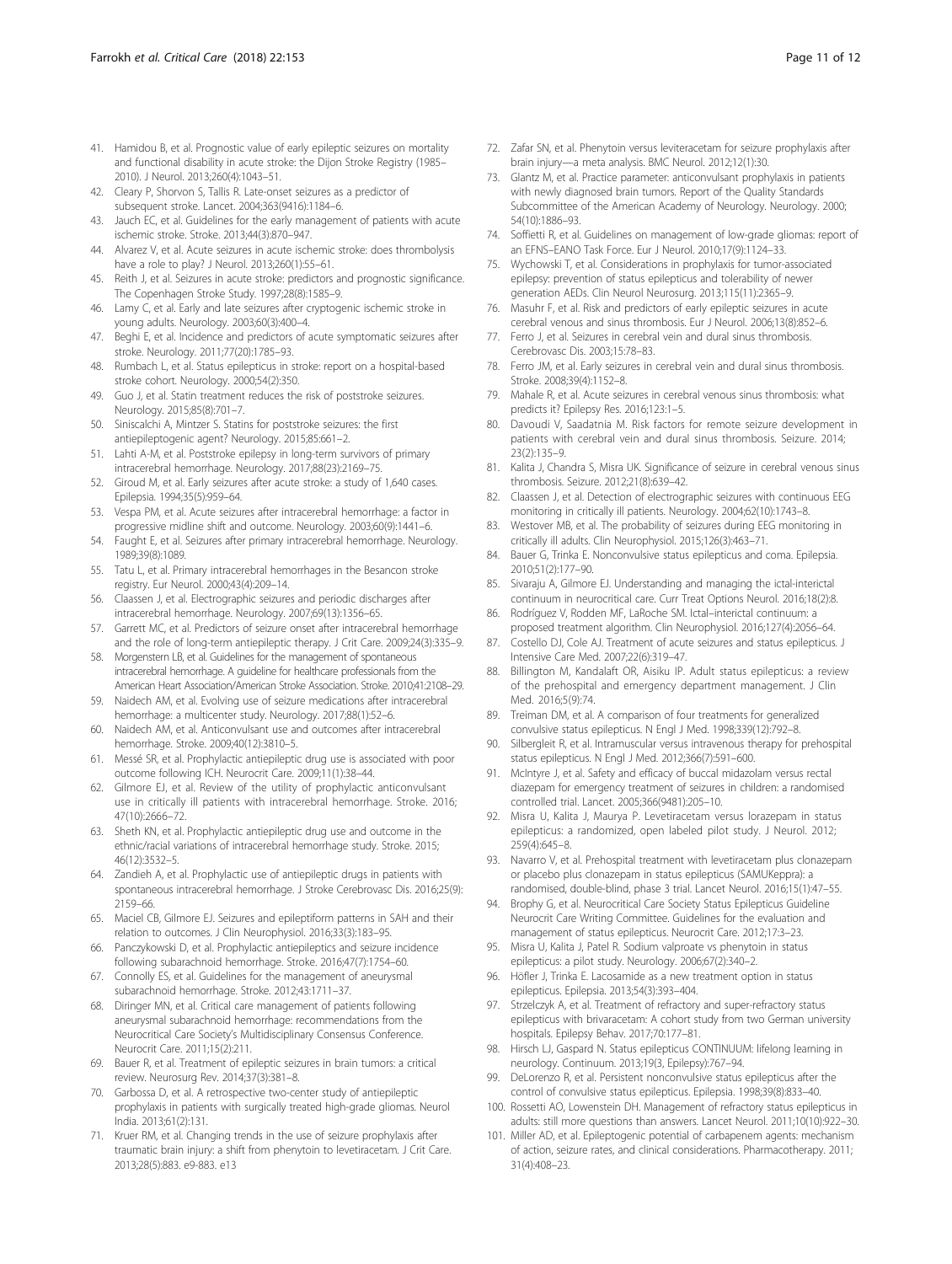41. Hamidou B, et al. Prognostic value of early epileptic seizures on mortality and functional disability in acute stroke: the Dijon Stroke Registry (1985–2010). J Neurol. 2013;260(4):1043–51.
42. Cleary P, Shorvon S, Tallis R. Late-onset seizures as a predictor of subsequent stroke. Lancet. 2004;363(9416):1184–6.
43. Jauch EC, et al. Guidelines for the early management of patients with acute ischemic stroke. Stroke. 2013;44(3):870–947.
44. Alvarez V, et al. Acute seizures in acute ischemic stroke: does thrombolysis have a role to play? J Neurol. 2013;260(1):55–61.
45. Reith J, et al. Seizures in acute stroke: predictors and prognostic significance. The Copenhagen Stroke Study. 1997;28(8):1585–9.
46. Lamy C, et al. Early and late seizures after cryptogenic ischemic stroke in young adults. Neurology. 2003;60(3):400–4.
47. Beghi E, et al. Incidence and predictors of acute symptomatic seizures after stroke. Neurology. 2011;77(20):1785–93.
48. Rumbach L, et al. Status epilepticus in stroke: report on a hospital-based stroke cohort. Neurology. 2000;54(2):350.
49. Guo J, et al. Statin treatment reduces the risk of poststroke seizures. Neurology. 2015;85(8):701–7.
50. Siniscalchi A, Mintzer S. Statins for poststroke seizures: the first antiepileptogenic agent? Neurology. 2015;85:661–2.
51. Lahti A-M, et al. Poststroke epilepsy in long-term survivors of primary intracerebral hemorrhage. Neurology. 2017;88(23):2169–75.
52. Giroud M, et al. Early seizures after acute stroke: a study of 1,640 cases. Epilepsia. 1994;35(5):959–64.
53. Vespa PM, et al. Acute seizures after intracerebral hemorrhage: a factor in progressive midline shift and outcome. Neurology. 2003;60(9):1441–6.
54. Faught E, et al. Seizures after primary intracerebral hemorrhage. Neurology. 1989;39(8):1089.
55. Tatu L, et al. Primary intracerebral hemorrhages in the Besancon stroke registry. Eur Neurol. 2000;43(4):209–14.
56. Claassen J, et al. Electrographic seizures and periodic discharges after intracerebral hemorrhage. Neurology. 2007;69(13):1356–65.
57. Garrett MC, et al. Predictors of seizure onset after intracerebral hemorrhage and the role of long-term antiepileptic therapy. J Crit Care. 2009;24(3):335–9.
58. Morgenstern LB, et al. Guidelines for the management of spontaneous intracerebral hemorrhage. A guideline for healthcare professionals from the American Heart Association/American Stroke Association. Stroke. 2010;41:2108–29.
59. Naidech AM, et al. Evolving use of seizure medications after intracerebral hemorrhage: a multicenter study. Neurology. 2017;88(1):52–6.
60. Naidech AM, et al. Anticonvulsant use and outcomes after intracerebral hemorrhage. Stroke. 2009;40(12):3810–5.
61. Messé SR, et al. Prophylactic antiepileptic drug use is associated with poor outcome following ICH. Neurocrit Care. 2009;11(1):38–44.
62. Gilmore EJ, et al. Review of the utility of prophylactic anticonvulsant use in critically ill patients with intracerebral hemorrhage. Stroke. 2016;47(10):2666–72.
63. Sheth KN, et al. Prophylactic antiepileptic drug use and outcome in the ethnic/racial variations of intracerebral hemorrhage study. Stroke. 2015;46(12):3532–5.
64. Zandieh A, et al. Prophylactic use of antiepileptic drugs in patients with spontaneous intracerebral hemorrhage. J Stroke Cerebrovasc Dis. 2016;25(9):2159–66.
65. Maciel CB, Gilmore EJ. Seizures and epileptiform patterns in SAH and their relation to outcomes. J Clin Neurophysiol. 2016;33(3):183–95.
66. Panczykowski D, et al. Prophylactic antiepileptics and seizure incidence following subarachnoid hemorrhage. Stroke. 2016;47(7):1754–60.
67. Connolly ES, et al. Guidelines for the management of aneurysmal subarachnoid hemorrhage. Stroke. 2012;43:1711–37.
68. Diringer MN, et al. Critical care management of patients following aneurysmal subarachnoid hemorrhage: recommendations from the Neurocritical Care Society's Multidisciplinary Consensus Conference. Neurocrit Care. 2011;15(2):211.
69. Bauer R, et al. Treatment of epileptic seizures in brain tumors: a critical review. Neurosurg Rev. 2014;37(3):381–8.
70. Garbossa D, et al. A retrospective two-center study of antiepileptic prophylaxis in patients with surgically treated high-grade gliomas. Neurol India. 2013;61(2):131.
71. Kruer RM, et al. Changing trends in the use of seizure prophylaxis after traumatic brain injury: a shift from phenytoin to levetiracetam. J Crit Care. 2013;28(5):883. e9-883. e13
72. Zafar SN, et al. Phenytoin versus leviteracetam for seizure prophylaxis after brain injury—a meta analysis. BMC Neurol. 2012;12(1):30.
73. Glantz M, et al. Practice parameter: anticonvulsant prophylaxis in patients with newly diagnosed brain tumors. Report of the Quality Standards Subcommittee of the American Academy of Neurology. Neurology. 2000;54(10):1886–93.
74. Soffietti R, et al. Guidelines on management of low-grade gliomas: report of an EFNS–EANO Task Force. Eur J Neurol. 2010;17(9):1124–33.
75. Wychowski T, et al. Considerations in prophylaxis for tumor-associated epilepsy: prevention of status epilepticus and tolerability of newer generation AEDs. Clin Neurol Neurosurg. 2013;115(11):2365–9.
76. Masuhr F, et al. Risk and predictors of early epileptic seizures in acute cerebral venous and sinus thrombosis. Eur J Neurol. 2006;13(8):852–6.
77. Ferro J, et al. Seizures in cerebral vein and dural sinus thrombosis. Cerebrovasc Dis. 2003;15:78–83.
78. Ferro JM, et al. Early seizures in cerebral vein and dural sinus thrombosis. Stroke. 2008;39(4):1152–8.
79. Mahale R, et al. Acute seizures in cerebral venous sinus thrombosis: what predicts it? Epilepsy Res. 2016;123:1–5.
80. Davoudi V, Saadatnia M. Risk factors for remote seizure development in patients with cerebral vein and dural sinus thrombosis. Seizure. 2014;23(2):135–9.
81. Kalita J, Chandra S, Misra UK. Significance of seizure in cerebral venous sinus thrombosis. Seizure. 2012;21(8):639–42.
82. Claassen J, et al. Detection of electrographic seizures with continuous EEG monitoring in critically ill patients. Neurology. 2004;62(10):1743–8.
83. Westover MB, et al. The probability of seizures during EEG monitoring in critically ill adults. Clin Neurophysiol. 2015;126(3):463–71.
84. Bauer G, Trinka E. Nonconvulsive status epilepticus and coma. Epilepsia. 2010;51(2):177–90.
85. Sivaraju A, Gilmore EJ. Understanding and managing the ictal-interictal continuum in neurocritical care. Curr Treat Options Neurol. 2016;18(2):8.
86. Rodríguez V, Rodden MF, LaRoche SM. Ictal–interictal continuum: a proposed treatment algorithm. Clin Neurophysiol. 2016;127(4):2056–64.
87. Costello DJ, Cole AJ. Treatment of acute seizures and status epilepticus. J Intensive Care Med. 2007;22(6):319–47.
88. Billington M, Kandalaft OR, Aisiku IP. Adult status epilepticus: a review of the prehospital and emergency department management. J Clin Med. 2016;5(9):74.
89. Treiman DM, et al. A comparison of four treatments for generalized convulsive status epilepticus. N Engl J Med. 1998;339(12):792–8.
90. Silbergleit R, et al. Intramuscular versus intravenous therapy for prehospital status epilepticus. N Engl J Med. 2012;366(7):591–600.
91. McIntyre J, et al. Safety and efficacy of buccal midazolam versus rectal diazepam for emergency treatment of seizures in children: a randomised controlled trial. Lancet. 2005;366(9481):205–10.
92. Misra U, Kalita J, Maurya P. Levetiracetam versus lorazepam in status epilepticus: a randomized, open labeled pilot study. J Neurol. 2012;259(4):645–8.
93. Navarro V, et al. Prehospital treatment with levetiracetam plus clonazepam or placebo plus clonazepam in status epilepticus (SAMUKeppra): a randomised, double-blind, phase 3 trial. Lancet Neurol. 2016;15(1):47–55.
94. Brophy G, et al. Neurocritical Care Society Status Epilepticus Guideline Neurocrit Care Writing Committee. Guidelines for the evaluation and management of status epilepticus. Neurocrit Care. 2012;17:3–23.
95. Misra U, Kalita J, Patel R. Sodium valproate vs phenytoin in status epilepticus: a pilot study. Neurology. 2006;67(2):340–2.
96. Höfler J, Trinka E. Lacosamide as a new treatment option in status epilepticus. Epilepsia. 2013;54(3):393–404.
97. Strzelczyk A, et al. Treatment of refractory and super-refractory status epilepticus with brivaracetam: A cohort study from two German university hospitals. Epilepsy Behav. 2017;70:177–81.
98. Hirsch LJ, Gaspard N. Status epilepticus CONTINUUM: lifelong learning in neurology. Continuum. 2013;19(3, Epilepsy):767–94.
99. DeLorenzo R, et al. Persistent nonconvulsive status epilepticus after the control of convulsive status epilepticus. Epilepsia. 1998;39(8):833–40.
100. Rossetti AO, Lowenstein DH. Management of refractory status epilepticus in adults: still more questions than answers. Lancet Neurol. 2011;10(10):922–30.
101. Miller AD, et al. Epileptogenic potential of carbapenem agents: mechanism of action, seizure rates, and clinical considerations. Pharmacotherapy. 2011;31(4):408–23.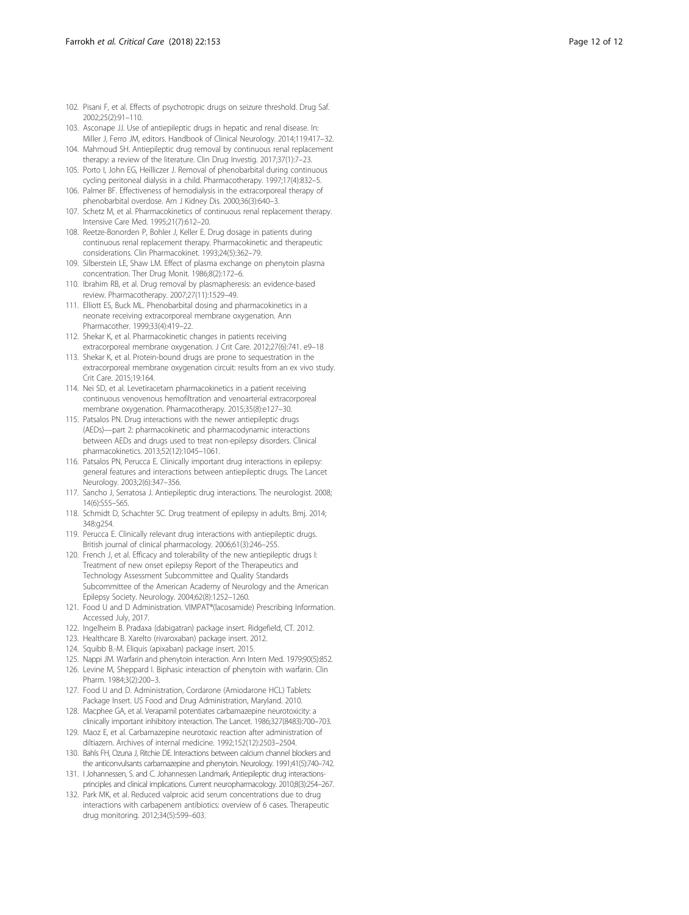102. Pisani F, et al. Effects of psychotropic drugs on seizure threshold. Drug Saf. 2002;25(2):91–110.
103. Asconape JJ. Use of antiepileptic drugs in hepatic and renal disease. In: Miller J, Ferro JM, editors. Handbook of Clinical Neurology. 2014;119:417–32.
104. Mahmoud SH. Antiepileptic drug removal by continuous renal replacement therapy: a review of the literature. Clin Drug Investig. 2017;37(1):7–23.
105. Porto I, John EG, Heilliczer J. Removal of phenobarbital during continuous cycling peritoneal dialysis in a child. Pharmacotherapy. 1997;17(4):832–5.
106. Palmer BF. Effectiveness of hemodialysis in the extracorporeal therapy of phenobarbital overdose. Am J Kidney Dis. 2000;36(3):640–3.
107. Schetz M, et al. Pharmacokinetics of continuous renal replacement therapy. Intensive Care Med. 1995;21(7):612–20.
108. Reetze-Bonorden P, Bohler J, Keller E. Drug dosage in patients during continuous renal replacement therapy. Pharmacokinetic and therapeutic considerations. Clin Pharmacokinet. 1993;24(5):362–79.
109. Silberstein LE, Shaw LM. Effect of plasma exchange on phenytoin plasma concentration. Ther Drug Monit. 1986;8(2):172–6.
110. Ibrahim RB, et al. Drug removal by plasmapheresis: an evidence-based review. Pharmacotherapy. 2007;27(11):1529–49.
111. Elliott ES, Buck ML. Phenobarbital dosing and pharmacokinetics in a neonate receiving extracorporeal membrane oxygenation. Ann Pharmacother. 1999;33(4):419–22.
112. Shekar K, et al. Pharmacokinetic changes in patients receiving extracorporeal membrane oxygenation. J Crit Care. 2012;27(6):741. e9–18
113. Shekar K, et al. Protein-bound drugs are prone to sequestration in the extracorporeal membrane oxygenation circuit: results from an ex vivo study. Crit Care. 2015;19:164.
114. Nei SD, et al. Levetiracetam pharmacokinetics in a patient receiving continuous venovenous hemofiltration and venoarterial extracorporeal membrane oxygenation. Pharmacotherapy. 2015;35(8):e127–30.
115. Patsalos PN. Drug interactions with the newer antiepileptic drugs (AEDs)—part 2: pharmacokinetic and pharmacodynamic interactions between AEDs and drugs used to treat non-epilepsy disorders. Clinical pharmacokinetics. 2013;52(12):1045–1061.
116. Patsalos PN, Perucca E. Clinically important drug interactions in epilepsy: general features and interactions between antiepileptic drugs. The Lancet Neurology. 2003;2(6):347–356.
117. Sancho J, Serratosa J. Antiepileptic drug interactions. The neurologist. 2008; 14(6):S55–S65.
118. Schmidt D, Schachter SC. Drug treatment of epilepsy in adults. Bmj. 2014; 348:g254.
119. Perucca E. Clinically relevant drug interactions with antiepileptic drugs. British journal of clinical pharmacology. 2006;61(3):246–255.
120. French J, et al. Efficacy and tolerability of the new antiepileptic drugs I: Treatment of new onset epilepsy Report of the Therapeutics and Technology Assessment Subcommittee and Quality Standards Subcommittee of the American Academy of Neurology and the American Epilepsy Society. Neurology. 2004;62(8):1252–1260.
121. Food U and D Administration. VIMPAT®(lacosamide) Prescribing Information. Accessed July, 2017.
122. Ingelheim B. Pradaxa (dabigatran) package insert. Ridgefield, CT. 2012.
123. Healthcare B. Xarelto (rivaroxaban) package insert. 2012.
124. Squibb B.-M. Eliquis (apixaban) package insert. 2015.
125. Nappi JM. Warfarin and phenytoin interaction. Ann Intern Med. 1979;90(5):852.
126. Levine M, Sheppard I. Biphasic interaction of phenytoin with warfarin. Clin Pharm. 1984;3(2):200–3.
127. Food U and D. Administration, Cordarone (Amiodarone HCL) Tablets: Package Insert. US Food and Drug Administration, Maryland. 2010.
128. Macphee GA, et al. Verapamil potentiates carbamazepine neurotoxicity: a clinically important inhibitory interaction. The Lancet. 1986;327(8483):700–703.
129. Maoz E, et al. Carbamazepine neurotoxic reaction after administration of diltiazem. Archives of internal medicine. 1992;152(12):2503–2504.
130. Bahls FH, Ozuna J, Ritchie DE. Interactions between calcium channel blockers and the anticonvulsants carbamazepine and phenytoin. Neurology. 1991;41(5):740–742.
131. I Johannessen, S. and C. Johannessen Landmark, Antiepileptic drug interactions-principles and clinical implications. Current neuropharmacology. 2010;8(3):254–267.
132. Park MK, et al. Reduced valproic acid serum concentrations due to drug interactions with carbapenem antibiotics: overview of 6 cases. Therapeutic drug monitoring. 2012;34(5):599–603.